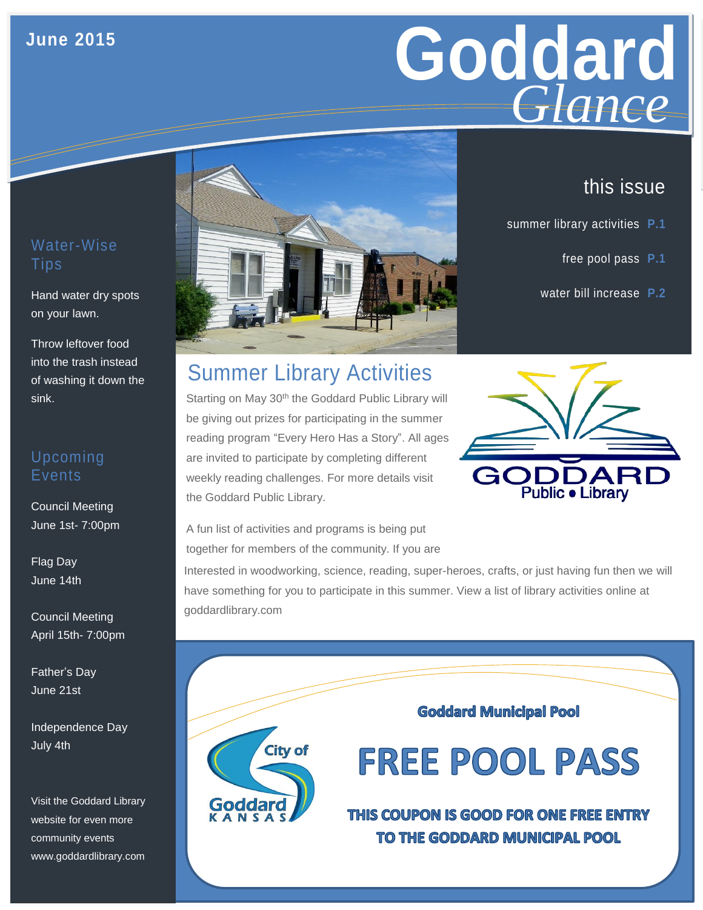June 2015

# Goddard *Glance*

## this issue

summer library activities **P.1**

free pool pass **P.1**

water bill increase **P.2**

### Water-Wise Tips

Hand water dry spots on your lawn.

Throw leftover food into the trash instead of washing it down the sink.

### Upcoming Events

Council Meeting
June 1st- 7:00pm

Flag Day
June 14th

Council Meeting
April 15th- 7:00pm

Father's Day
June 21st

Independence Day
July 4th

Visit the Goddard Library website for even more community events www.goddardlibrary.com

## Summer Library Activities

Starting on May 30th the Goddard Public Library will be giving out prizes for participating in the summer reading program "Every Hero Has a Story". All ages are invited to participate by completing different weekly reading challenges. For more details visit the Goddard Public Library.

GODDARD Public • Library

A fun list of activities and programs is being put together for members of the community. If you are Interested in woodworking, science, reading, super-heroes, crafts, or just having fun then we will have something for you to participate in this summer. View a list of library activities online at goddardlibrary.com

City of Goddard KANSAS

**Goddard Municipal Pool**

## FREE POOL PASS

**THIS COUPON IS GOOD FOR ONE FREE ENTRY TO THE GODDARD MUNICIPAL POOL**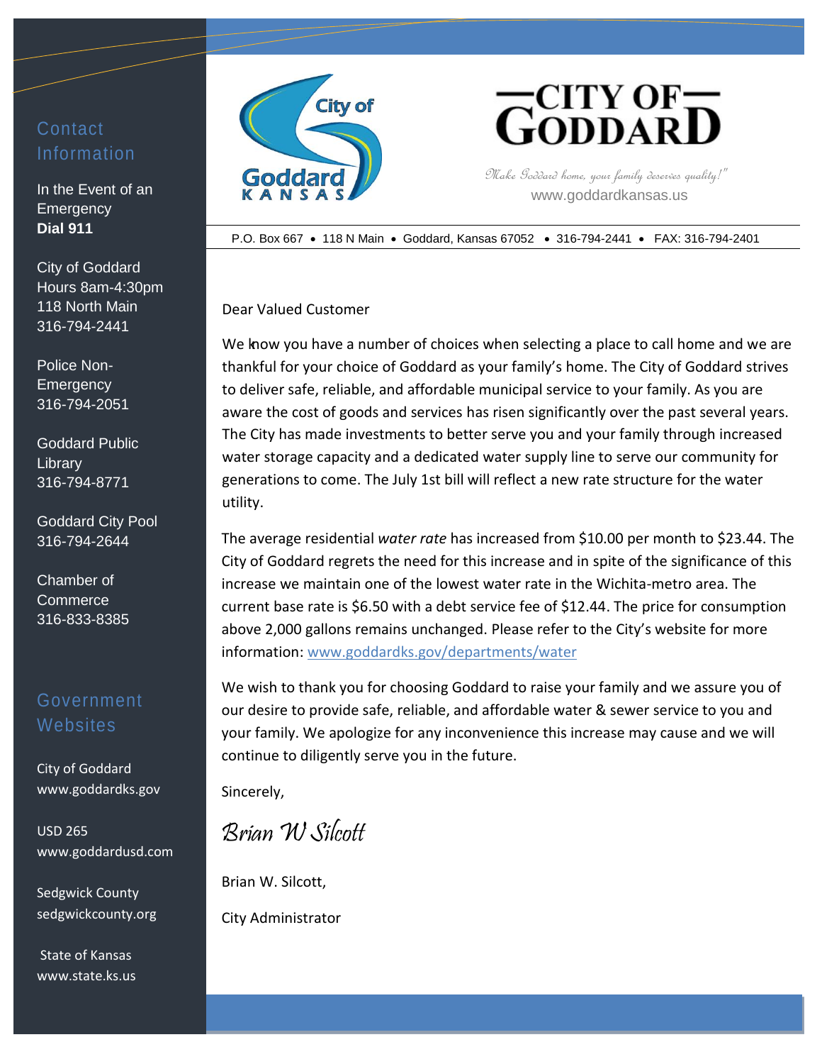# CITY OF GODDARD

*Make Goddard home, your family deserves quality!"*

www.goddardkansas.us

P.O. Box 667 • 118 N Main • Goddard, Kansas 67052 • 316-794-2441 • FAX: 316-794-2401

## Contact Information

In the Event of an Emergency
**Dial 911**

City of Goddard
Hours 8am-4:30pm
118 North Main
316-794-2441

Police Non-Emergency
316-794-2051

Goddard Public Library
316-794-8771

Goddard City Pool
316-794-2644

Chamber of Commerce
316-833-8385

## Government Websites

City of Goddard
www.goddardks.gov

USD 265
www.goddardusd.com

Sedgwick County
sedgwickcounty.org

State of Kansas
www.state.ks.us

---

Dear Valued Customer

We know you have a number of choices when selecting a place to call home and we are thankful for your choice of Goddard as your family's home. The City of Goddard strives to deliver safe, reliable, and affordable municipal service to your family. As you are aware the cost of goods and services has risen significantly over the past several years. The City has made investments to better serve you and your family through increased water storage capacity and a dedicated water supply line to serve our community for generations to come. The July 1st bill will reflect a new rate structure for the water utility.

The average residential *water rate* has increased from $10.00 per month to $23.44. The City of Goddard regrets the need for this increase and in spite of the significance of this increase we maintain one of the lowest water rate in the Wichita-metro area. The current base rate is $6.50 with a debt service fee of $12.44. The price for consumption above 2,000 gallons remains unchanged. Please refer to the City's website for more information: www.goddardks.gov/departments/water

We wish to thank you for choosing Goddard to raise your family and we assure you of our desire to provide safe, reliable, and affordable water & sewer service to you and your family. We apologize for any inconvenience this increase may cause and we will continue to diligently serve you in the future.

Sincerely,

*Brian W Silcott*

Brian W. Silcott,

City Administrator